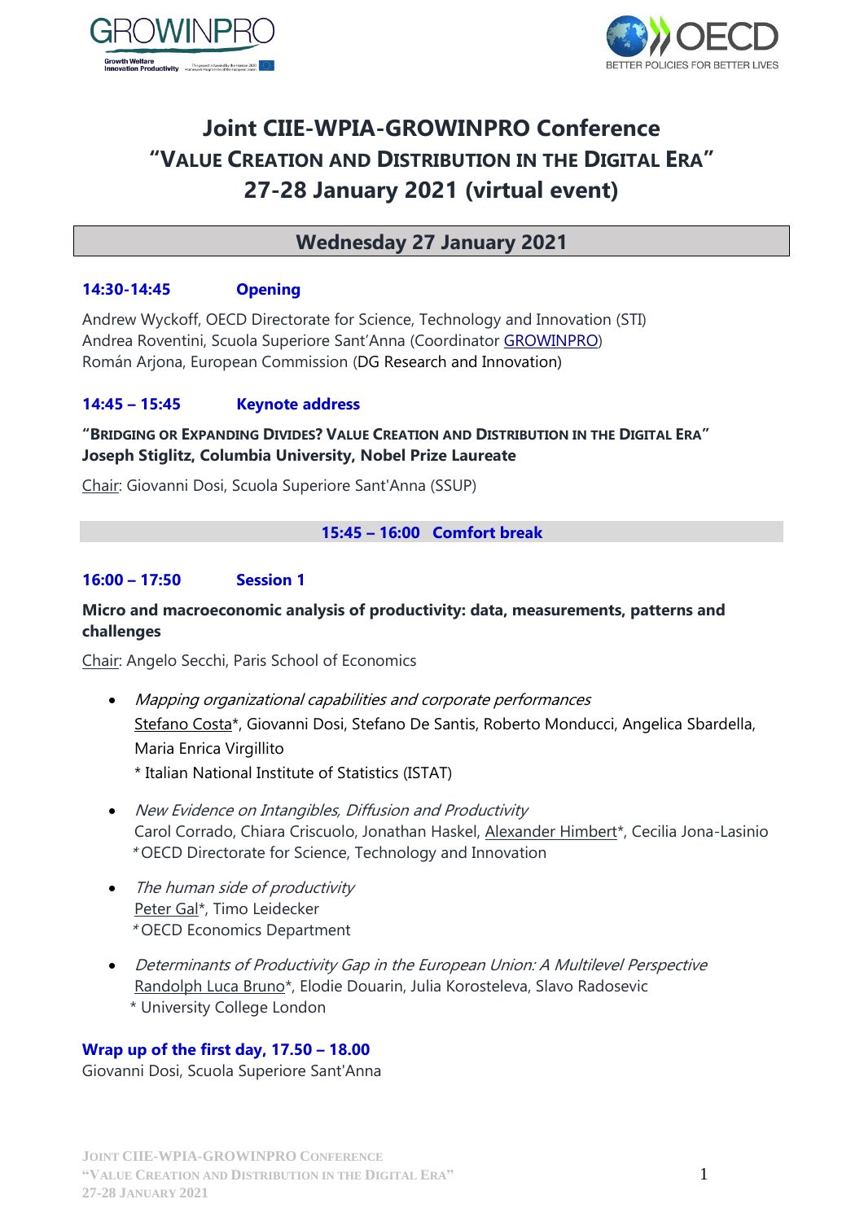# Joint CIIE-WPIA-GROWINPRO Conference
# "VALUE CREATION AND DISTRIBUTION IN THE DIGITAL ERA"
# 27-28 January 2021 (virtual event)

## Wednesday 27 January 2021

### 14:30-14:45 Opening

Andrew Wyckoff, OECD Directorate for Science, Technology and Innovation (STI)
Andrea Roventini, Scuola Superiore Sant'Anna (Coordinator GROWINPRO)
Román Arjona, European Commission (DG Research and Innovation)

### 14:45 – 15:45 Keynote address

**"BRIDGING OR EXPANDING DIVIDES? VALUE CREATION AND DISTRIBUTION IN THE DIGITAL ERA"**
**Joseph Stiglitz, Columbia University, Nobel Prize Laureate**

Chair: Giovanni Dosi, Scuola Superiore Sant'Anna (SSUP)

### 15:45 – 16:00 Comfort break

### 16:00 – 17:50 Session 1

**Micro and macroeconomic analysis of productivity: data, measurements, patterns and challenges**

Chair: Angelo Secchi, Paris School of Economics

- *Mapping organizational capabilities and corporate performances*
  Stefano Costa*, Giovanni Dosi, Stefano De Santis, Roberto Monducci, Angelica Sbardella, Maria Enrica Virgillito
  * Italian National Institute of Statistics (ISTAT)

- *New Evidence on Intangibles, Diffusion and Productivity*
  Carol Corrado, Chiara Criscuolo, Jonathan Haskel, Alexander Himbert*, Cecilia Jona-Lasinio
  *OECD Directorate for Science, Technology and Innovation

- *The human side of productivity*
  Peter Gal*, Timo Leidecker
  *OECD Economics Department

- *Determinants of Productivity Gap in the European Union: A Multilevel Perspective*
  Randolph Luca Bruno*, Elodie Douarin, Julia Korosteleva, Slavo Radosevic
  * University College London

### Wrap up of the first day, 17.50 – 18.00

Giovanni Dosi, Scuola Superiore Sant'Anna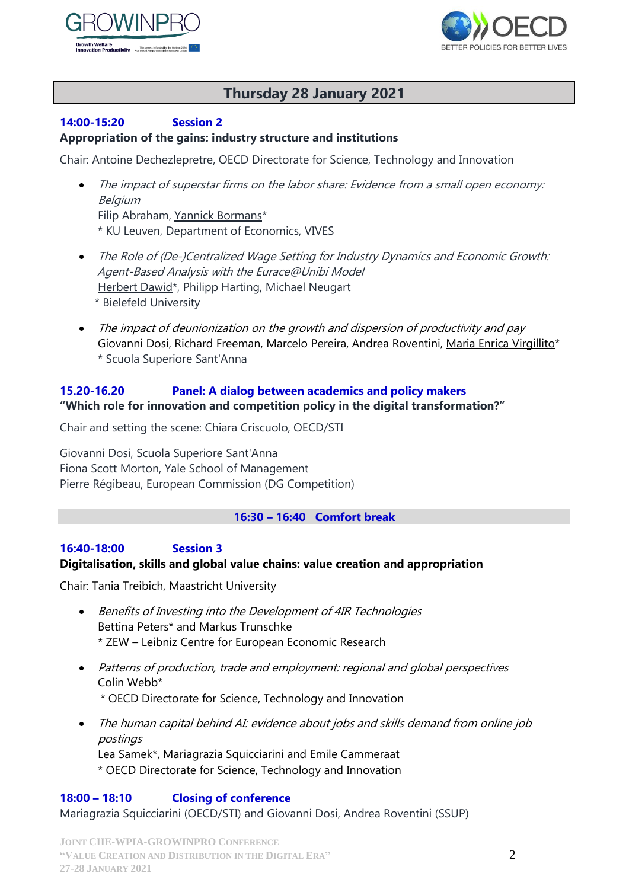## Thursday 28 January 2021

**14:00-15:20 Session 2**

**Appropriation of the gains: industry structure and institutions**

Chair: Antoine Dechezlepretre, OECD Directorate for Science, Technology and Innovation

- *The impact of superstar firms on the labor share: Evidence from a small open economy: Belgium*
  Filip Abraham, Yannick Bormans*
  * KU Leuven, Department of Economics, VIVES

- *The Role of (De-)Centralized Wage Setting for Industry Dynamics and Economic Growth: Agent-Based Analysis with the Eurace@Unibi Model*
  Herbert Dawid*, Philipp Harting, Michael Neugart
  * Bielefeld University

- *The impact of deunionization on the growth and dispersion of productivity and pay*
  Giovanni Dosi, Richard Freeman, Marcelo Pereira, Andrea Roventini, Maria Enrica Virgillito*
  * Scuola Superiore Sant'Anna

**15.20-16.20 Panel: A dialog between academics and policy makers**

**"Which role for innovation and competition policy in the digital transformation?"**

Chair and setting the scene: Chiara Criscuolo, OECD/STI

Giovanni Dosi, Scuola Superiore Sant'Anna
Fiona Scott Morton, Yale School of Management
Pierre Régibeau, European Commission (DG Competition)

**16:30 – 16:40 Comfort break**

**16:40-18:00 Session 3**

**Digitalisation, skills and global value chains: value creation and appropriation**

Chair: Tania Treibich, Maastricht University

- *Benefits of Investing into the Development of 4IR Technologies*
  Bettina Peters* and Markus Trunschke
  * ZEW – Leibniz Centre for European Economic Research

- *Patterns of production, trade and employment: regional and global perspectives*
  Colin Webb*
  * OECD Directorate for Science, Technology and Innovation

- *The human capital behind AI: evidence about jobs and skills demand from online job postings*
  Lea Samek*, Mariagrazia Squicciarini and Emile Cammeraat
  * OECD Directorate for Science, Technology and Innovation

**18:00 – 18:10 Closing of conference**

Mariagrazia Squicciarini (OECD/STI) and Giovanni Dosi, Andrea Roventini (SSUP)